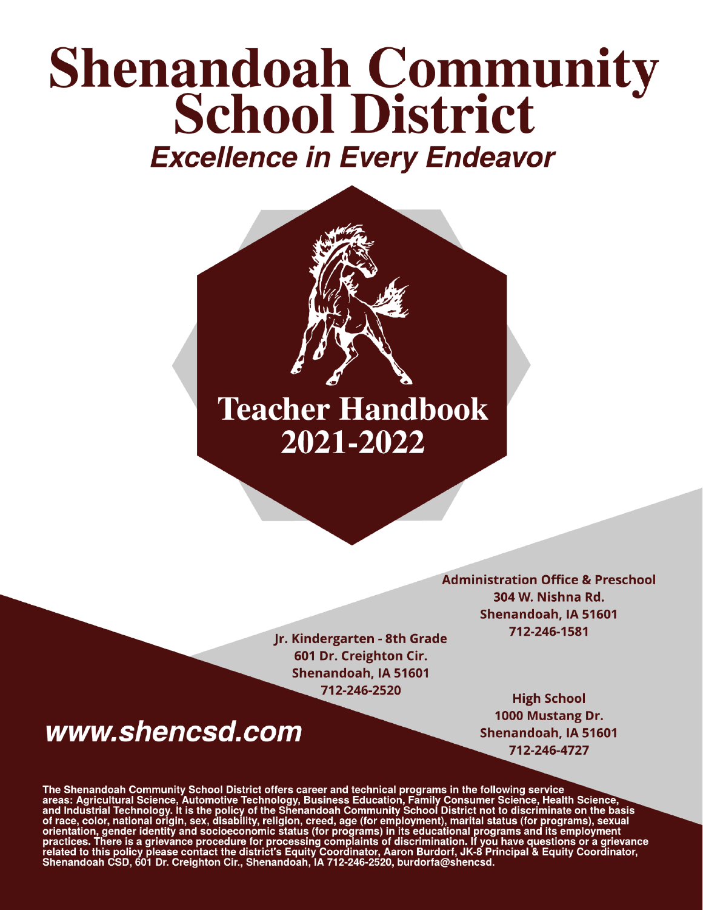# Shenandoah Community School District

***Excellence in Every Endeavor***

## Teacher Handbook 2021-2022

**Administration Office & Preschool**
**304 W. Nishna Rd.**
**Shenandoah, IA 51601**
**712-246-1581**

**Jr. Kindergarten - 8th Grade**
**601 Dr. Creighton Cir.**
**Shenandoah, IA 51601**
**712-246-2520**

**High School**
**1000 Mustang Dr.**
**Shenandoah, IA 51601**
**712-246-4727**

***www.shencsd.com***

**The Shenandoah Community School District offers career and technical programs in the following service areas: Agricultural Science, Automotive Technology, Business Education, Family Consumer Science, Health Science, and Industrial Technology. It is the policy of the Shenandoah Community School District not to discriminate on the basis of race, color, national origin, sex, disability, religion, creed, age (for employment), marital status (for programs), sexual orientation, gender identity and socioeconomic status (for programs) in its educational programs and its employment practices. There is a grievance procedure for processing complaints of discrimination. If you have questions or a grievance related to this policy please contact the district's Equity Coordinator, Aaron Burdorf, JK-8 Principal & Equity Coordinator, Shenandoah CSD, 601 Dr. Creighton Cir., Shenandoah, IA 712-246-2520, burdorfa@shencsd.**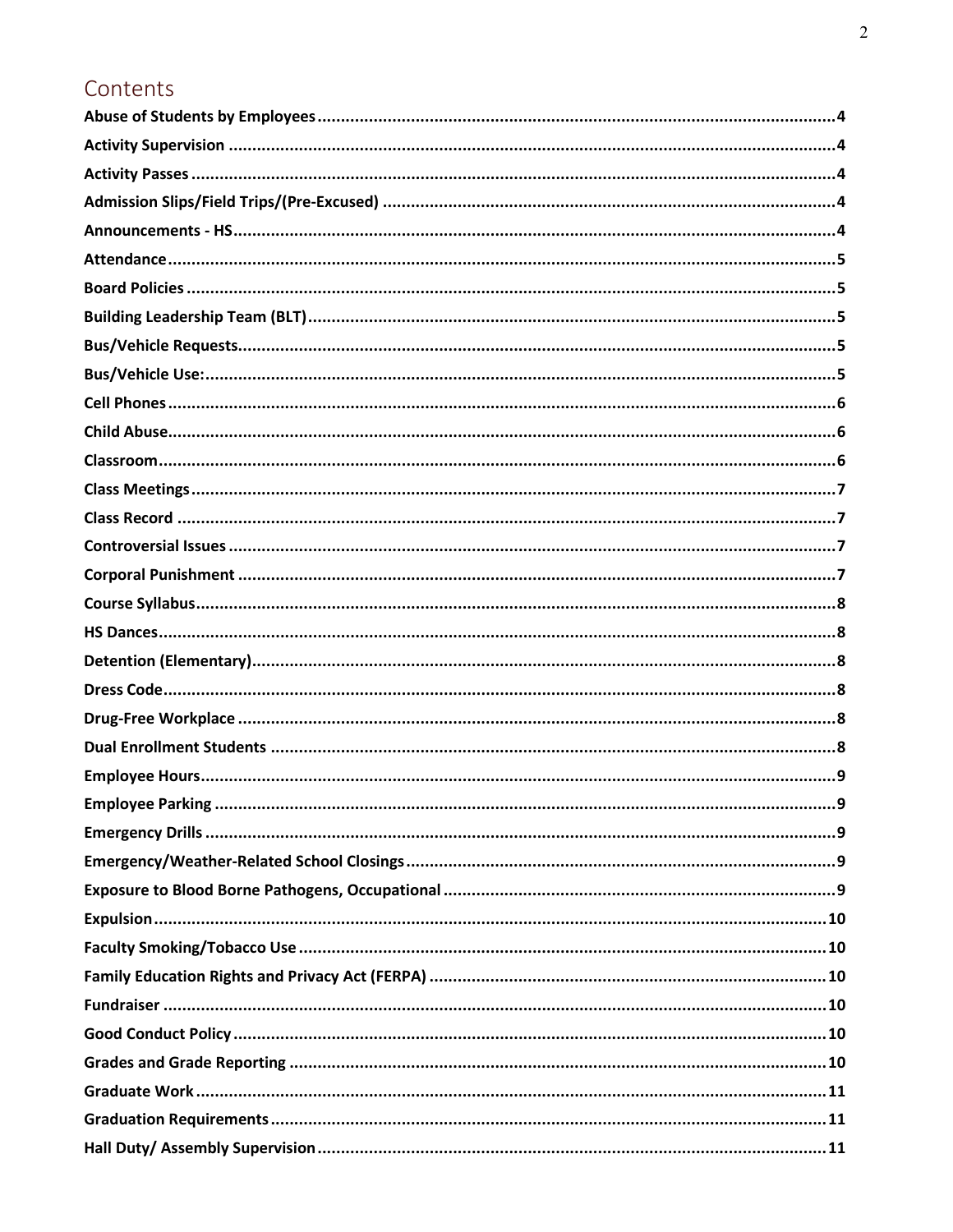## Contents

**Abuse of Students by Employees** .......... 4
**Activity Supervision** .......... 4
**Activity Passes** .......... 4
**Admission Slips/Field Trips/(Pre-Excused)** .......... 4
**Announcements - HS** .......... 4
**Attendance** .......... 5
**Board Policies** .......... 5
**Building Leadership Team (BLT)** .......... 5
**Bus/Vehicle Requests** .......... 5
**Bus/Vehicle Use:** .......... 5
**Cell Phones** .......... 6
**Child Abuse** .......... 6
**Classroom** .......... 6
**Class Meetings** .......... 7
**Class Record** .......... 7
**Controversial Issues** .......... 7
**Corporal Punishment** .......... 7
**Course Syllabus** .......... 8
**HS Dances** .......... 8
**Detention (Elementary)** .......... 8
**Dress Code** .......... 8
**Drug-Free Workplace** .......... 8
**Dual Enrollment Students** .......... 8
**Employee Hours** .......... 9
**Employee Parking** .......... 9
**Emergency Drills** .......... 9
**Emergency/Weather-Related School Closings** .......... 9
**Exposure to Blood Borne Pathogens, Occupational** .......... 9
**Expulsion** .......... 10
**Faculty Smoking/Tobacco Use** .......... 10
**Family Education Rights and Privacy Act (FERPA)** .......... 10
**Fundraiser** .......... 10
**Good Conduct Policy** .......... 10
**Grades and Grade Reporting** .......... 10
**Graduate Work** .......... 11
**Graduation Requirements** .......... 11
**Hall Duty/ Assembly Supervision** .......... 11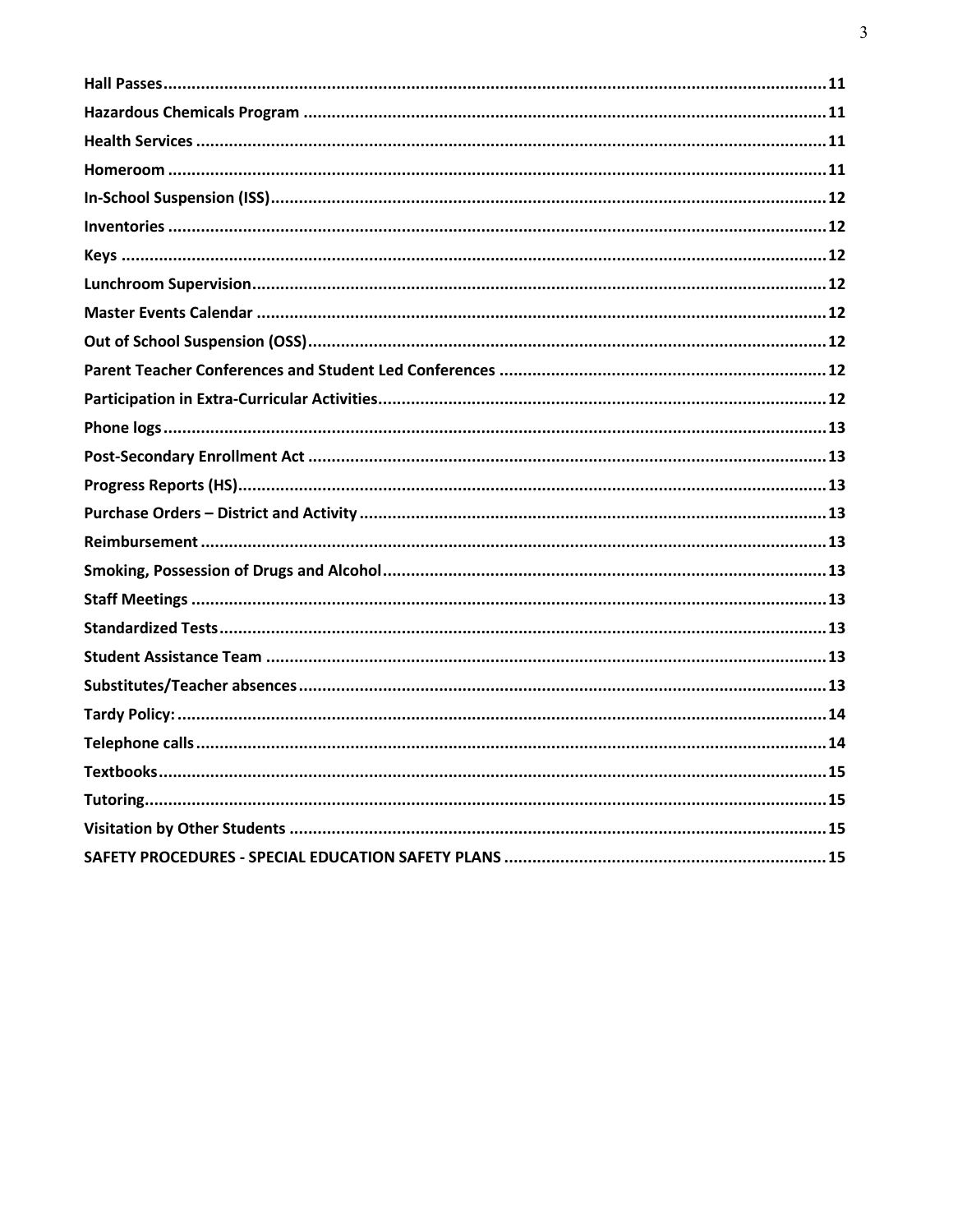**Hall Passes** .......... 11
**Hazardous Chemicals Program** .......... 11
**Health Services** .......... 11
**Homeroom** .......... 11
**In-School Suspension (ISS)** .......... 12
**Inventories** .......... 12
**Keys** .......... 12
**Lunchroom Supervision** .......... 12
**Master Events Calendar** .......... 12
**Out of School Suspension (OSS)** .......... 12
**Parent Teacher Conferences and Student Led Conferences** .......... 12
**Participation in Extra-Curricular Activities** .......... 12
**Phone logs** .......... 13
**Post-Secondary Enrollment Act** .......... 13
**Progress Reports (HS)** .......... 13
**Purchase Orders – District and Activity** .......... 13
**Reimbursement** .......... 13
**Smoking, Possession of Drugs and Alcohol** .......... 13
**Staff Meetings** .......... 13
**Standardized Tests** .......... 13
**Student Assistance Team** .......... 13
**Substitutes/Teacher absences** .......... 13
**Tardy Policy:** .......... 14
**Telephone calls** .......... 14
**Textbooks** .......... 15
**Tutoring** .......... 15
**Visitation by Other Students** .......... 15
**SAFETY PROCEDURES - SPECIAL EDUCATION SAFETY PLANS** .......... 15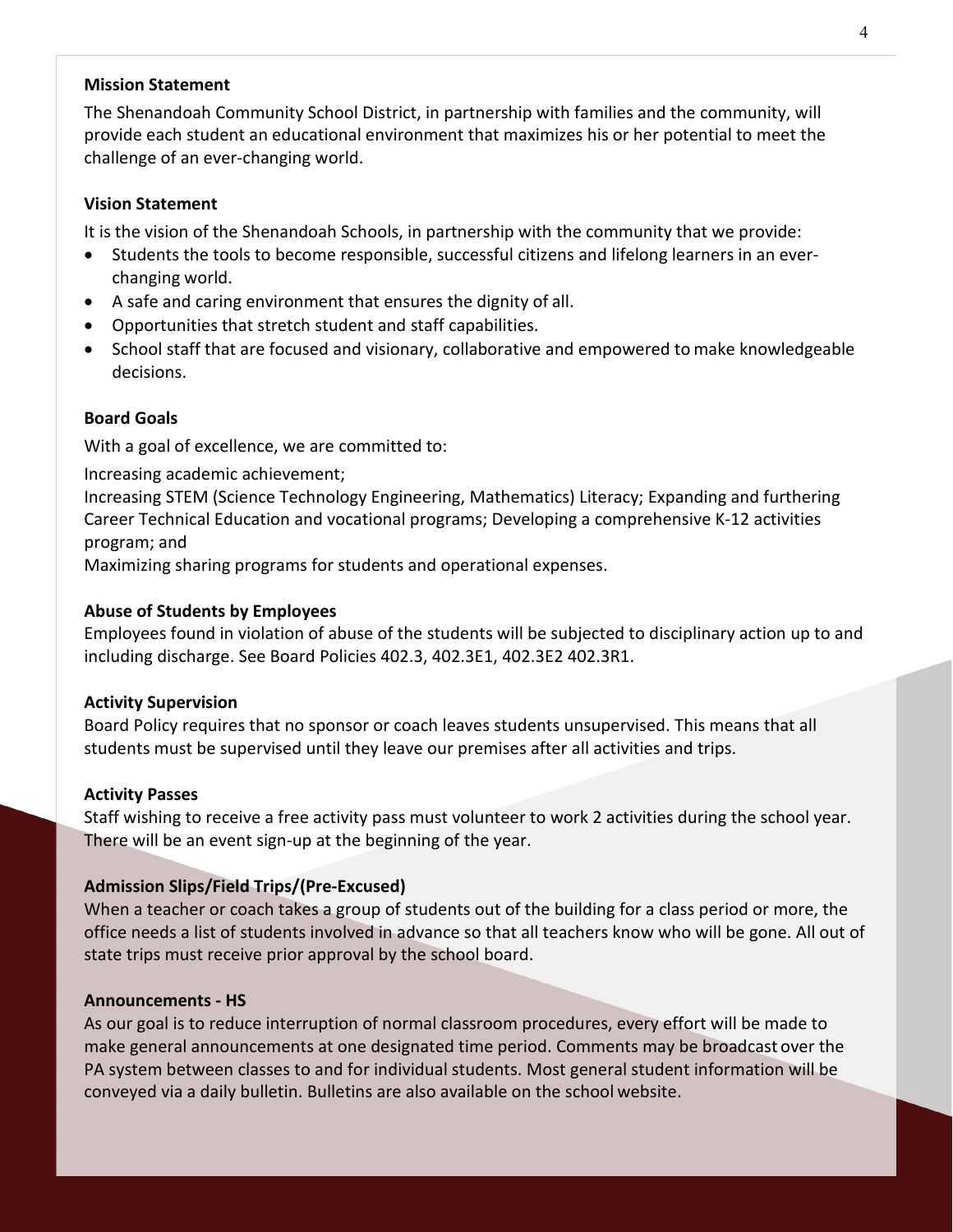**Mission Statement**

The Shenandoah Community School District, in partnership with families and the community, will provide each student an educational environment that maximizes his or her potential to meet the challenge of an ever-changing world.

**Vision Statement**

It is the vision of the Shenandoah Schools, in partnership with the community that we provide:

- Students the tools to become responsible, successful citizens and lifelong learners in an ever-changing world.
- A safe and caring environment that ensures the dignity of all.
- Opportunities that stretch student and staff capabilities.
- School staff that are focused and visionary, collaborative and empowered to make knowledgeable decisions.

**Board Goals**

With a goal of excellence, we are committed to:

Increasing academic achievement;

Increasing STEM (Science Technology Engineering, Mathematics) Literacy; Expanding and furthering Career Technical Education and vocational programs; Developing a comprehensive K-12 activities program; and

Maximizing sharing programs for students and operational expenses.

**Abuse of Students by Employees**

Employees found in violation of abuse of the students will be subjected to disciplinary action up to and including discharge. See Board Policies 402.3, 402.3E1, 402.3E2 402.3R1.

**Activity Supervision**

Board Policy requires that no sponsor or coach leaves students unsupervised. This means that all students must be supervised until they leave our premises after all activities and trips.

**Activity Passes**

Staff wishing to receive a free activity pass must volunteer to work 2 activities during the school year. There will be an event sign-up at the beginning of the year.

**Admission Slips/Field Trips/(Pre-Excused)**

When a teacher or coach takes a group of students out of the building for a class period or more, the office needs a list of students involved in advance so that all teachers know who will be gone. All out of state trips must receive prior approval by the school board.

**Announcements - HS**

As our goal is to reduce interruption of normal classroom procedures, every effort will be made to make general announcements at one designated time period. Comments may be broadcast over the PA system between classes to and for individual students. Most general student information will be conveyed via a daily bulletin. Bulletins are also available on the school website.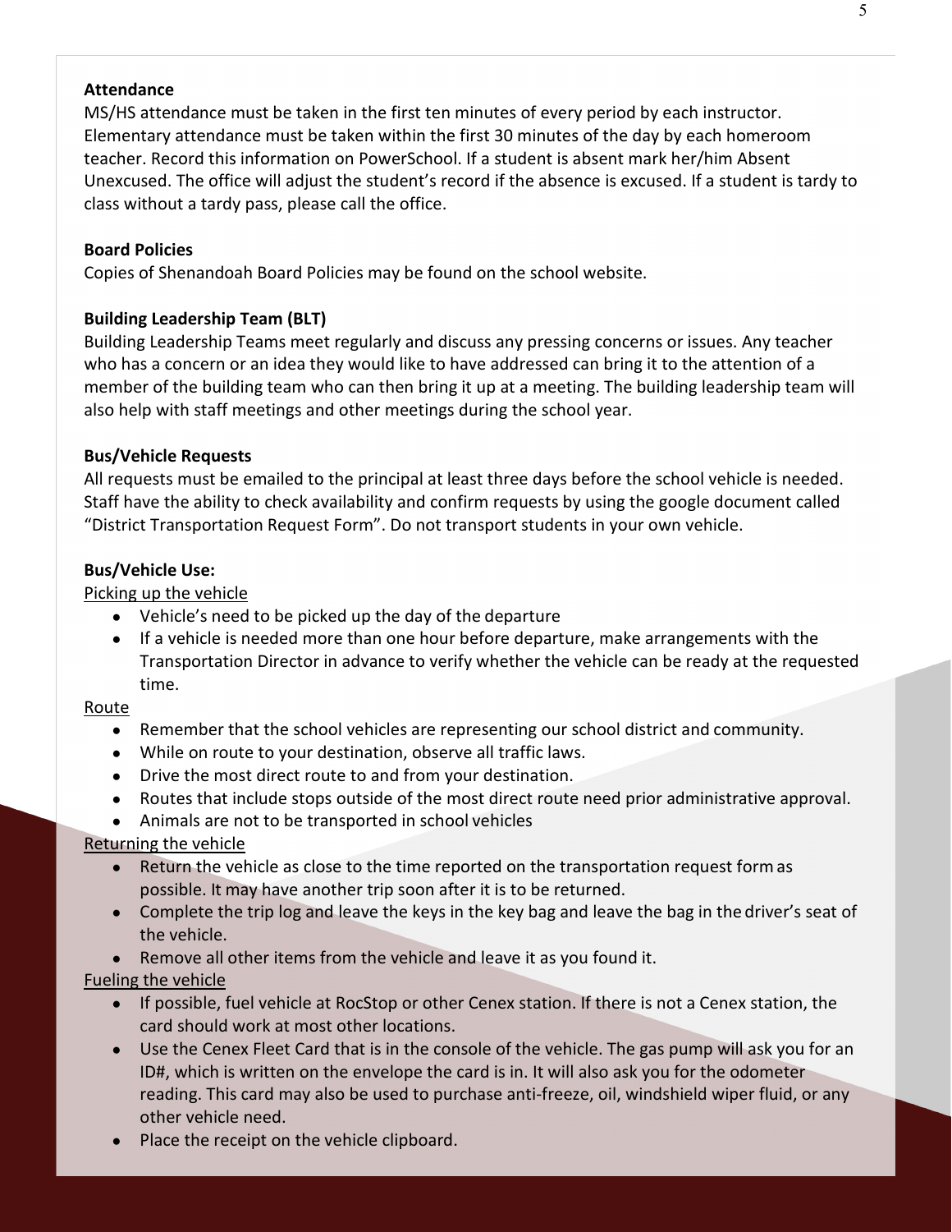**Attendance**

MS/HS attendance must be taken in the first ten minutes of every period by each instructor. Elementary attendance must be taken within the first 30 minutes of the day by each homeroom teacher. Record this information on PowerSchool. If a student is absent mark her/him Absent Unexcused. The office will adjust the student's record if the absence is excused. If a student is tardy to class without a tardy pass, please call the office.

**Board Policies**

Copies of Shenandoah Board Policies may be found on the school website.

**Building Leadership Team (BLT)**

Building Leadership Teams meet regularly and discuss any pressing concerns or issues. Any teacher who has a concern or an idea they would like to have addressed can bring it to the attention of a member of the building team who can then bring it up at a meeting. The building leadership team will also help with staff meetings and other meetings during the school year.

**Bus/Vehicle Requests**

All requests must be emailed to the principal at least three days before the school vehicle is needed. Staff have the ability to check availability and confirm requests by using the google document called "District Transportation Request Form". Do not transport students in your own vehicle.

**Bus/Vehicle Use:**

Picking up the vehicle

- Vehicle's need to be picked up the day of the departure
- If a vehicle is needed more than one hour before departure, make arrangements with the Transportation Director in advance to verify whether the vehicle can be ready at the requested time.

Route

- Remember that the school vehicles are representing our school district and community.
- While on route to your destination, observe all traffic laws.
- Drive the most direct route to and from your destination.
- Routes that include stops outside of the most direct route need prior administrative approval.
- Animals are not to be transported in school vehicles

Returning the vehicle

- Return the vehicle as close to the time reported on the transportation request form as possible. It may have another trip soon after it is to be returned.
- Complete the trip log and leave the keys in the key bag and leave the bag in the driver's seat of the vehicle.
- Remove all other items from the vehicle and leave it as you found it.

Fueling the vehicle

- If possible, fuel vehicle at RocStop or other Cenex station. If there is not a Cenex station, the card should work at most other locations.
- Use the Cenex Fleet Card that is in the console of the vehicle. The gas pump will ask you for an ID#, which is written on the envelope the card is in. It will also ask you for the odometer reading. This card may also be used to purchase anti-freeze, oil, windshield wiper fluid, or any other vehicle need.
- Place the receipt on the vehicle clipboard.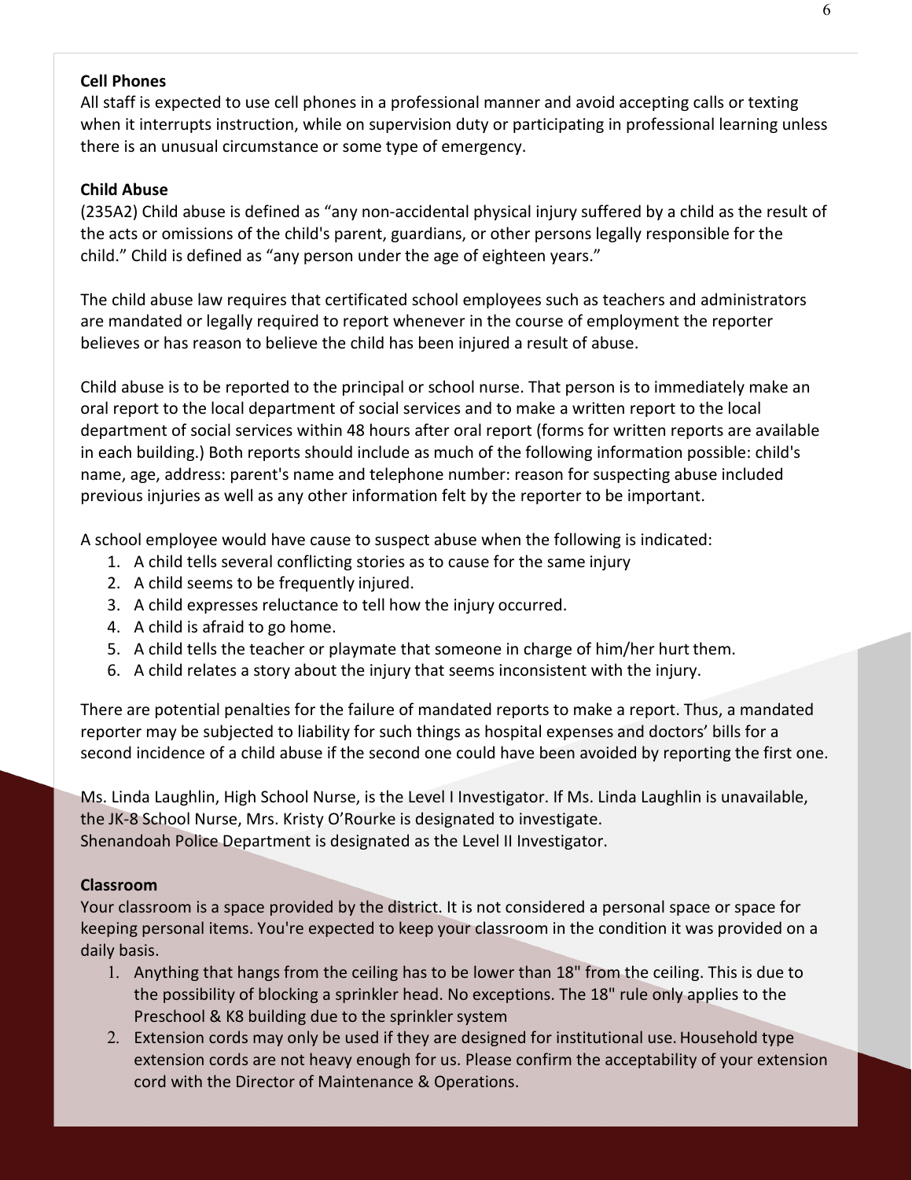**Cell Phones**

All staff is expected to use cell phones in a professional manner and avoid accepting calls or texting when it interrupts instruction, while on supervision duty or participating in professional learning unless there is an unusual circumstance or some type of emergency.

**Child Abuse**

(235A2) Child abuse is defined as "any non-accidental physical injury suffered by a child as the result of the acts or omissions of the child's parent, guardians, or other persons legally responsible for the child." Child is defined as "any person under the age of eighteen years."

The child abuse law requires that certificated school employees such as teachers and administrators are mandated or legally required to report whenever in the course of employment the reporter believes or has reason to believe the child has been injured a result of abuse.

Child abuse is to be reported to the principal or school nurse. That person is to immediately make an oral report to the local department of social services and to make a written report to the local department of social services within 48 hours after oral report (forms for written reports are available in each building.) Both reports should include as much of the following information possible: child's name, age, address: parent's name and telephone number: reason for suspecting abuse included previous injuries as well as any other information felt by the reporter to be important.

A school employee would have cause to suspect abuse when the following is indicated:

1. A child tells several conflicting stories as to cause for the same injury
2. A child seems to be frequently injured.
3. A child expresses reluctance to tell how the injury occurred.
4. A child is afraid to go home.
5. A child tells the teacher or playmate that someone in charge of him/her hurt them.
6. A child relates a story about the injury that seems inconsistent with the injury.

There are potential penalties for the failure of mandated reports to make a report. Thus, a mandated reporter may be subjected to liability for such things as hospital expenses and doctors' bills for a second incidence of a child abuse if the second one could have been avoided by reporting the first one.

Ms. Linda Laughlin, High School Nurse, is the Level I Investigator. If Ms. Linda Laughlin is unavailable, the JK-8 School Nurse, Mrs. Kristy O'Rourke is designated to investigate.
Shenandoah Police Department is designated as the Level II Investigator.

**Classroom**

Your classroom is a space provided by the district. It is not considered a personal space or space for keeping personal items. You're expected to keep your classroom in the condition it was provided on a daily basis.

1. Anything that hangs from the ceiling has to be lower than 18" from the ceiling. This is due to the possibility of blocking a sprinkler head. No exceptions. The 18" rule only applies to the Preschool & K8 building due to the sprinkler system
2. Extension cords may only be used if they are designed for institutional use. Household type extension cords are not heavy enough for us. Please confirm the acceptability of your extension cord with the Director of Maintenance & Operations.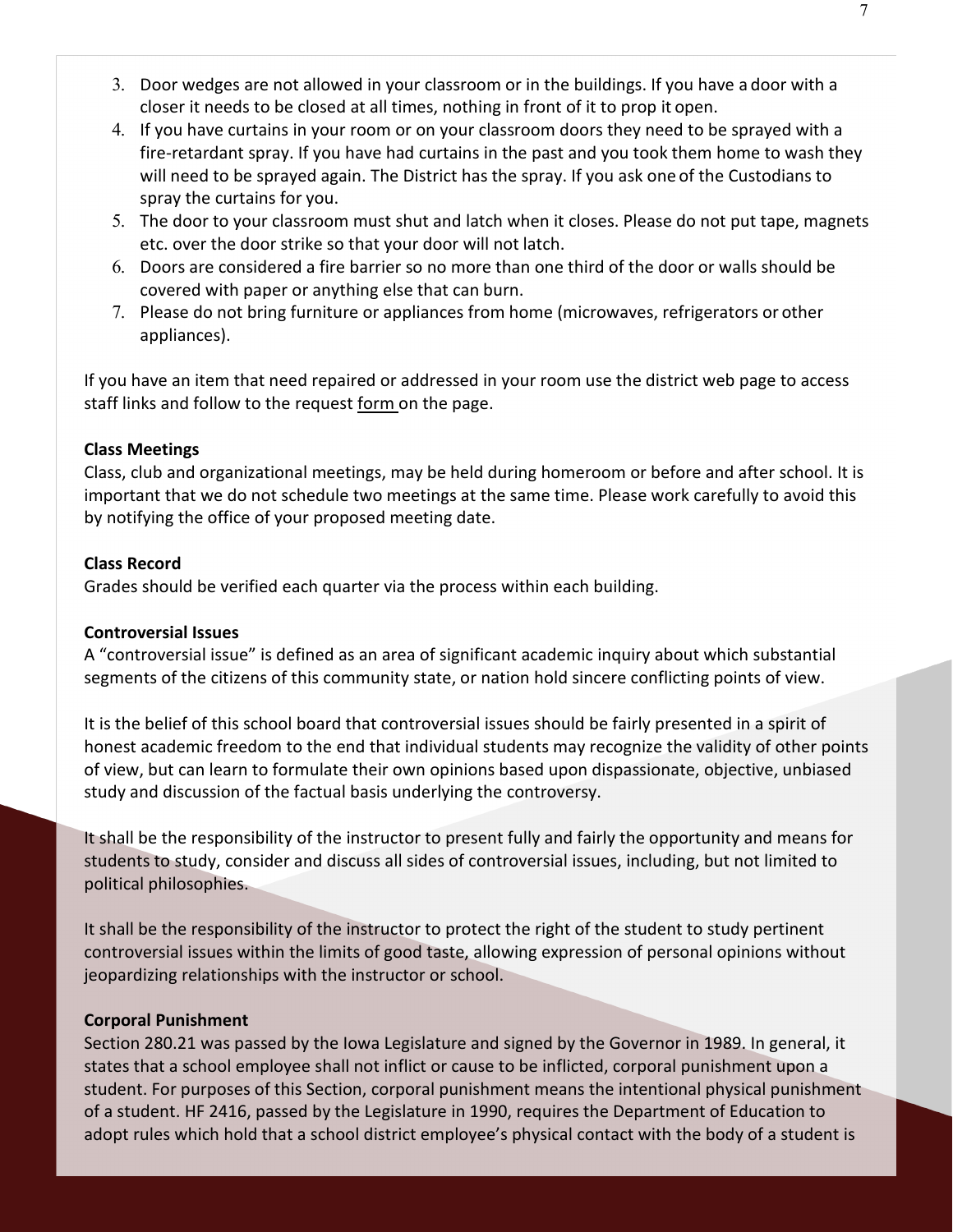3. Door wedges are not allowed in your classroom or in the buildings. If you have a door with a closer it needs to be closed at all times, nothing in front of it to prop it open.
4. If you have curtains in your room or on your classroom doors they need to be sprayed with a fire-retardant spray. If you have had curtains in the past and you took them home to wash they will need to be sprayed again. The District has the spray. If you ask one of the Custodians to spray the curtains for you.
5. The door to your classroom must shut and latch when it closes. Please do not put tape, magnets etc. over the door strike so that your door will not latch.
6. Doors are considered a fire barrier so no more than one third of the door or walls should be covered with paper or anything else that can burn.
7. Please do not bring furniture or appliances from home (microwaves, refrigerators or other appliances).

If you have an item that need repaired or addressed in your room use the district web page to access staff links and follow to the request form on the page.

**Class Meetings**

Class, club and organizational meetings, may be held during homeroom or before and after school. It is important that we do not schedule two meetings at the same time. Please work carefully to avoid this by notifying the office of your proposed meeting date.

**Class Record**

Grades should be verified each quarter via the process within each building.

**Controversial Issues**

A "controversial issue" is defined as an area of significant academic inquiry about which substantial segments of the citizens of this community state, or nation hold sincere conflicting points of view.

It is the belief of this school board that controversial issues should be fairly presented in a spirit of honest academic freedom to the end that individual students may recognize the validity of other points of view, but can learn to formulate their own opinions based upon dispassionate, objective, unbiased study and discussion of the factual basis underlying the controversy.

It shall be the responsibility of the instructor to present fully and fairly the opportunity and means for students to study, consider and discuss all sides of controversial issues, including, but not limited to political philosophies.

It shall be the responsibility of the instructor to protect the right of the student to study pertinent controversial issues within the limits of good taste, allowing expression of personal opinions without jeopardizing relationships with the instructor or school.

**Corporal Punishment**

Section 280.21 was passed by the Iowa Legislature and signed by the Governor in 1989. In general, it states that a school employee shall not inflict or cause to be inflicted, corporal punishment upon a student. For purposes of this Section, corporal punishment means the intentional physical punishment of a student. HF 2416, passed by the Legislature in 1990, requires the Department of Education to adopt rules which hold that a school district employee's physical contact with the body of a student is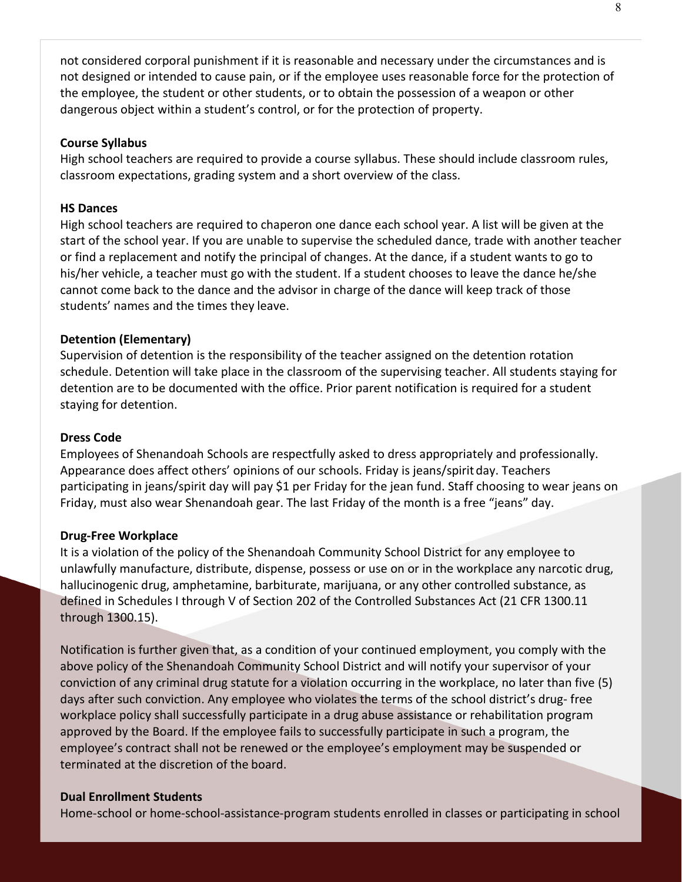not considered corporal punishment if it is reasonable and necessary under the circumstances and is not designed or intended to cause pain, or if the employee uses reasonable force for the protection of the employee, the student or other students, or to obtain the possession of a weapon or other dangerous object within a student's control, or for the protection of property.

**Course Syllabus**

High school teachers are required to provide a course syllabus. These should include classroom rules, classroom expectations, grading system and a short overview of the class.

**HS Dances**

High school teachers are required to chaperon one dance each school year. A list will be given at the start of the school year. If you are unable to supervise the scheduled dance, trade with another teacher or find a replacement and notify the principal of changes. At the dance, if a student wants to go to his/her vehicle, a teacher must go with the student. If a student chooses to leave the dance he/she cannot come back to the dance and the advisor in charge of the dance will keep track of those students' names and the times they leave.

**Detention (Elementary)**

Supervision of detention is the responsibility of the teacher assigned on the detention rotation schedule. Detention will take place in the classroom of the supervising teacher. All students staying for detention are to be documented with the office. Prior parent notification is required for a student staying for detention.

**Dress Code**

Employees of Shenandoah Schools are respectfully asked to dress appropriately and professionally. Appearance does affect others' opinions of our schools. Friday is jeans/spirit day. Teachers participating in jeans/spirit day will pay $1 per Friday for the jean fund. Staff choosing to wear jeans on Friday, must also wear Shenandoah gear. The last Friday of the month is a free "jeans" day.

**Drug-Free Workplace**

It is a violation of the policy of the Shenandoah Community School District for any employee to unlawfully manufacture, distribute, dispense, possess or use on or in the workplace any narcotic drug, hallucinogenic drug, amphetamine, barbiturate, marijuana, or any other controlled substance, as defined in Schedules I through V of Section 202 of the Controlled Substances Act (21 CFR 1300.11 through 1300.15).

Notification is further given that, as a condition of your continued employment, you comply with the above policy of the Shenandoah Community School District and will notify your supervisor of your conviction of any criminal drug statute for a violation occurring in the workplace, no later than five (5) days after such conviction. Any employee who violates the terms of the school district's drug- free workplace policy shall successfully participate in a drug abuse assistance or rehabilitation program approved by the Board. If the employee fails to successfully participate in such a program, the employee's contract shall not be renewed or the employee's employment may be suspended or terminated at the discretion of the board.

**Dual Enrollment Students**

Home-school or home-school-assistance-program students enrolled in classes or participating in school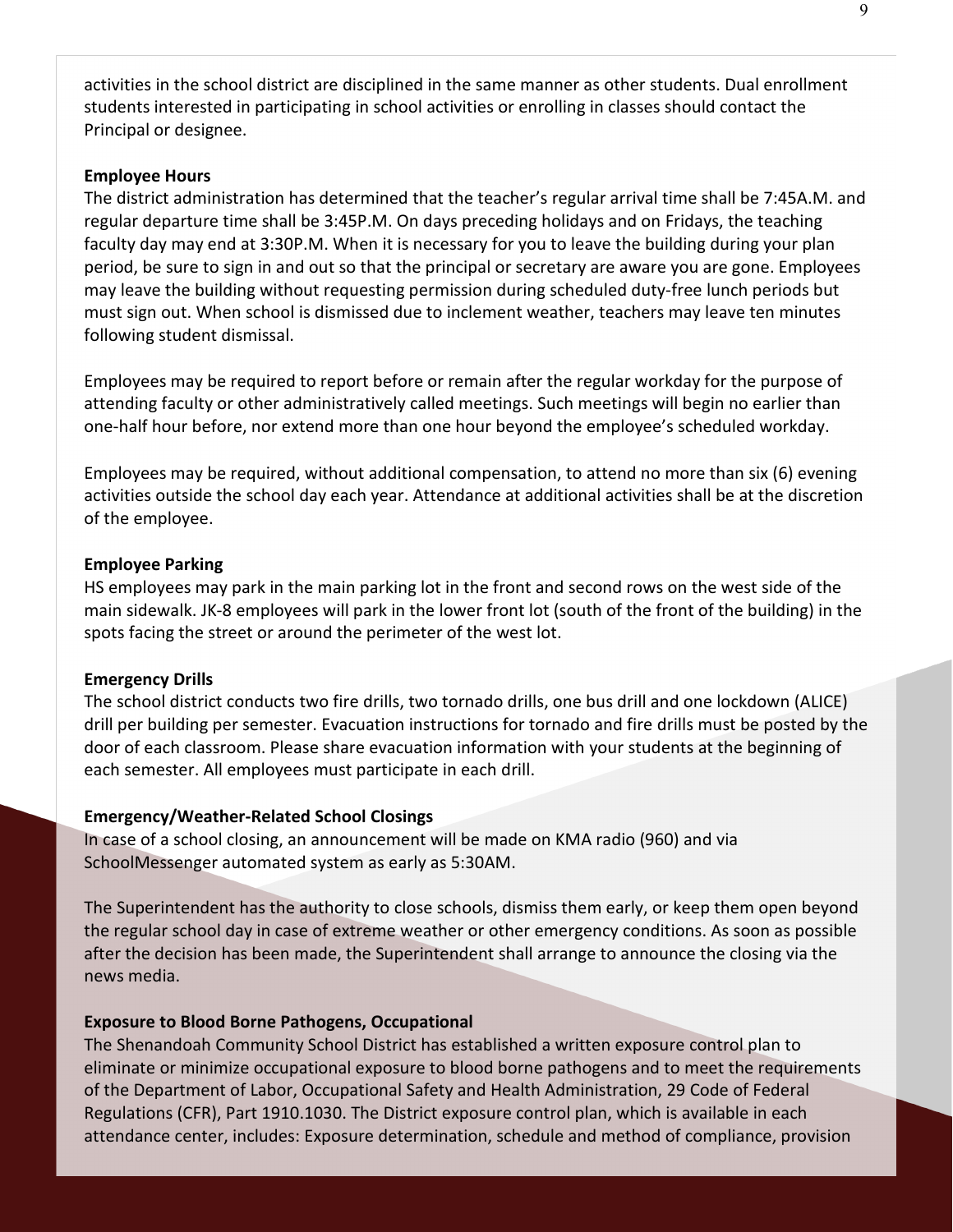activities in the school district are disciplined in the same manner as other students. Dual enrollment students interested in participating in school activities or enrolling in classes should contact the Principal or designee.

**Employee Hours**

The district administration has determined that the teacher's regular arrival time shall be 7:45A.M. and regular departure time shall be 3:45P.M. On days preceding holidays and on Fridays, the teaching faculty day may end at 3:30P.M. When it is necessary for you to leave the building during your plan period, be sure to sign in and out so that the principal or secretary are aware you are gone. Employees may leave the building without requesting permission during scheduled duty-free lunch periods but must sign out. When school is dismissed due to inclement weather, teachers may leave ten minutes following student dismissal.

Employees may be required to report before or remain after the regular workday for the purpose of attending faculty or other administratively called meetings. Such meetings will begin no earlier than one-half hour before, nor extend more than one hour beyond the employee's scheduled workday.

Employees may be required, without additional compensation, to attend no more than six (6) evening activities outside the school day each year. Attendance at additional activities shall be at the discretion of the employee.

**Employee Parking**

HS employees may park in the main parking lot in the front and second rows on the west side of the main sidewalk. JK-8 employees will park in the lower front lot (south of the front of the building) in the spots facing the street or around the perimeter of the west lot.

**Emergency Drills**

The school district conducts two fire drills, two tornado drills, one bus drill and one lockdown (ALICE) drill per building per semester. Evacuation instructions for tornado and fire drills must be posted by the door of each classroom. Please share evacuation information with your students at the beginning of each semester. All employees must participate in each drill.

**Emergency/Weather-Related School Closings**

In case of a school closing, an announcement will be made on KMA radio (960) and via SchoolMessenger automated system as early as 5:30AM.

The Superintendent has the authority to close schools, dismiss them early, or keep them open beyond the regular school day in case of extreme weather or other emergency conditions. As soon as possible after the decision has been made, the Superintendent shall arrange to announce the closing via the news media.

**Exposure to Blood Borne Pathogens, Occupational**

The Shenandoah Community School District has established a written exposure control plan to eliminate or minimize occupational exposure to blood borne pathogens and to meet the requirements of the Department of Labor, Occupational Safety and Health Administration, 29 Code of Federal Regulations (CFR), Part 1910.1030. The District exposure control plan, which is available in each attendance center, includes: Exposure determination, schedule and method of compliance, provision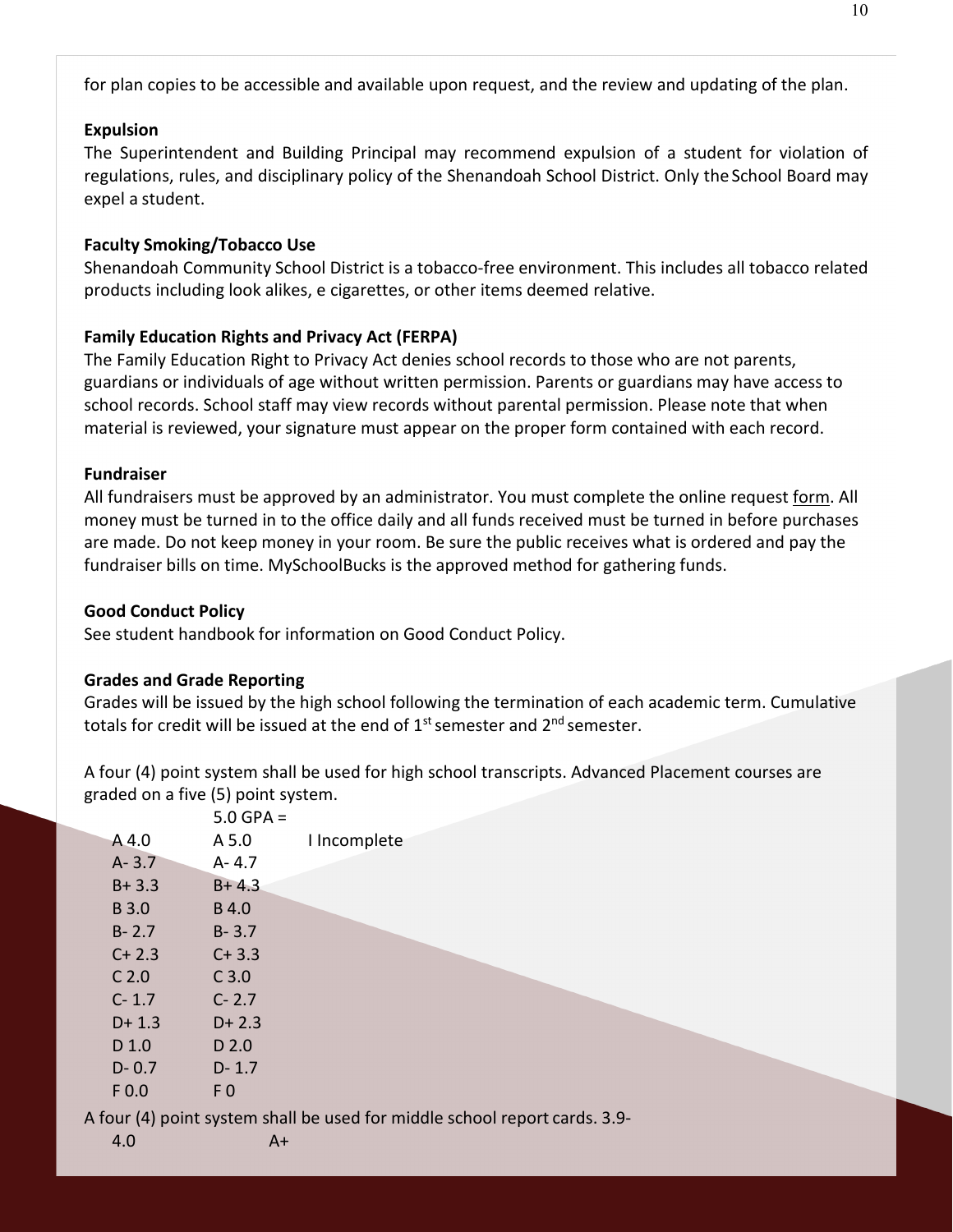for plan copies to be accessible and available upon request, and the review and updating of the plan.

**Expulsion**

The Superintendent and Building Principal may recommend expulsion of a student for violation of regulations, rules, and disciplinary policy of the Shenandoah School District. Only the School Board may expel a student.

**Faculty Smoking/Tobacco Use**

Shenandoah Community School District is a tobacco-free environment. This includes all tobacco related products including look alikes, e cigarettes, or other items deemed relative.

**Family Education Rights and Privacy Act (FERPA)**

The Family Education Right to Privacy Act denies school records to those who are not parents, guardians or individuals of age without written permission. Parents or guardians may have access to school records. School staff may view records without parental permission. Please note that when material is reviewed, your signature must appear on the proper form contained with each record.

**Fundraiser**

All fundraisers must be approved by an administrator. You must complete the online request form. All money must be turned in to the office daily and all funds received must be turned in before purchases are made. Do not keep money in your room. Be sure the public receives what is ordered and pay the fundraiser bills on time. MySchoolBucks is the approved method for gathering funds.

**Good Conduct Policy**

See student handbook for information on Good Conduct Policy.

**Grades and Grade Reporting**

Grades will be issued by the high school following the termination of each academic term. Cumulative totals for credit will be issued at the end of 1st semester and 2nd semester.

A four (4) point system shall be used for high school transcripts. Advanced Placement courses are graded on a five (5) point system.

| | 5.0 GPA = | |
|---|---|---|
| A 4.0 | A 5.0 | I Incomplete |
| A- 3.7 | A- 4.7 | |
| B+ 3.3 | B+ 4.3 | |
| B 3.0 | B 4.0 | |
| B- 2.7 | B- 3.7 | |
| C+ 2.3 | C+ 3.3 | |
| C 2.0 | C 3.0 | |
| C- 1.7 | C- 2.7 | |
| D+ 1.3 | D+ 2.3 | |
| D 1.0 | D 2.0 | |
| D- 0.7 | D- 1.7 | |
| F 0.0 | F 0 | |

A four (4) point system shall be used for middle school report cards. 3.9-

| 4.0 | A+ |
|---|---|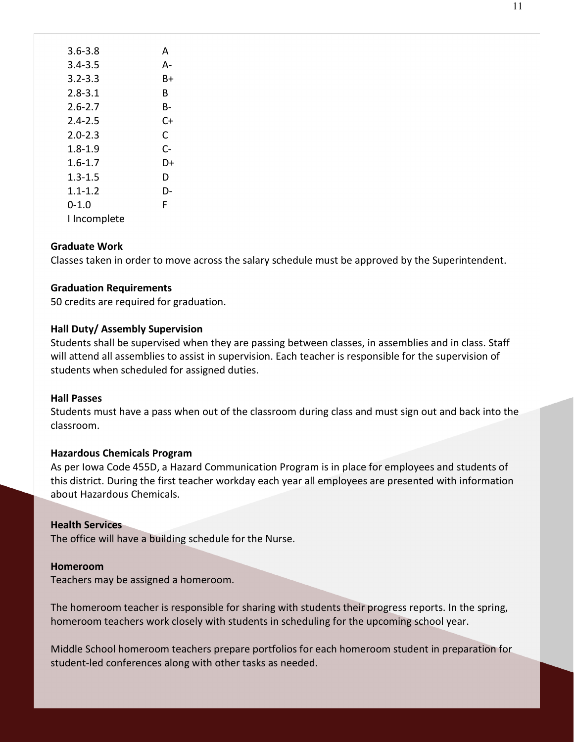| | |
|---|---|
| 3.6-3.8 | A |
| 3.4-3.5 | A- |
| 3.2-3.3 | B+ |
| 2.8-3.1 | B |
| 2.6-2.7 | B- |
| 2.4-2.5 | C+ |
| 2.0-2.3 | C |
| 1.8-1.9 | C- |
| 1.6-1.7 | D+ |
| 1.3-1.5 | D |
| 1.1-1.2 | D- |
| 0-1.0 | F |
| I Incomplete | |

**Graduate Work**
Classes taken in order to move across the salary schedule must be approved by the Superintendent.

**Graduation Requirements**
50 credits are required for graduation.

**Hall Duty/ Assembly Supervision**
Students shall be supervised when they are passing between classes, in assemblies and in class. Staff will attend all assemblies to assist in supervision. Each teacher is responsible for the supervision of students when scheduled for assigned duties.

**Hall Passes**
Students must have a pass when out of the classroom during class and must sign out and back into the classroom.

**Hazardous Chemicals Program**
As per Iowa Code 455D, a Hazard Communication Program is in place for employees and students of this district. During the first teacher workday each year all employees are presented with information about Hazardous Chemicals.

**Health Services**
The office will have a building schedule for the Nurse.

**Homeroom**
Teachers may be assigned a homeroom.

The homeroom teacher is responsible for sharing with students their progress reports. In the spring, homeroom teachers work closely with students in scheduling for the upcoming school year.

Middle School homeroom teachers prepare portfolios for each homeroom student in preparation for student-led conferences along with other tasks as needed.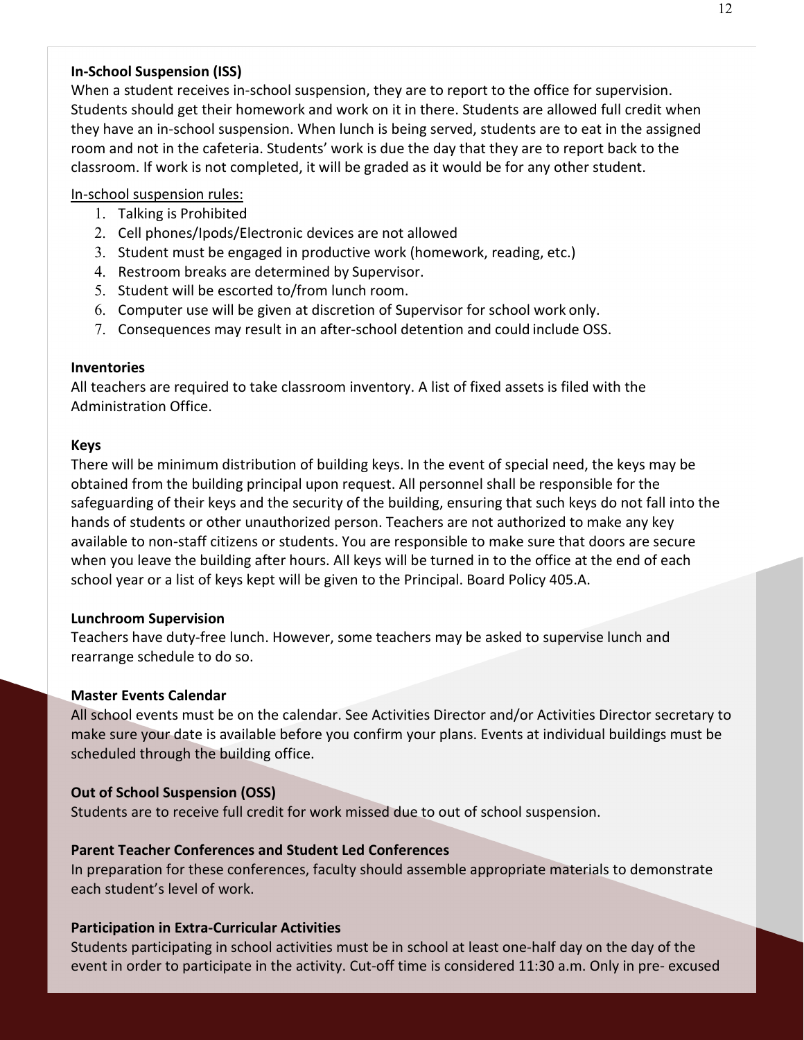**In-School Suspension (ISS)**

When a student receives in-school suspension, they are to report to the office for supervision. Students should get their homework and work on it in there. Students are allowed full credit when they have an in-school suspension. When lunch is being served, students are to eat in the assigned room and not in the cafeteria. Students' work is due the day that they are to report back to the classroom. If work is not completed, it will be graded as it would be for any other student.

In-school suspension rules:

1. Talking is Prohibited
2. Cell phones/Ipods/Electronic devices are not allowed
3. Student must be engaged in productive work (homework, reading, etc.)
4. Restroom breaks are determined by Supervisor.
5. Student will be escorted to/from lunch room.
6. Computer use will be given at discretion of Supervisor for school work only.
7. Consequences may result in an after-school detention and could include OSS.

**Inventories**

All teachers are required to take classroom inventory. A list of fixed assets is filed with the Administration Office.

**Keys**

There will be minimum distribution of building keys. In the event of special need, the keys may be obtained from the building principal upon request. All personnel shall be responsible for the safeguarding of their keys and the security of the building, ensuring that such keys do not fall into the hands of students or other unauthorized person. Teachers are not authorized to make any key available to non-staff citizens or students. You are responsible to make sure that doors are secure when you leave the building after hours. All keys will be turned in to the office at the end of each school year or a list of keys kept will be given to the Principal. Board Policy 405.A.

**Lunchroom Supervision**

Teachers have duty-free lunch. However, some teachers may be asked to supervise lunch and rearrange schedule to do so.

**Master Events Calendar**

All school events must be on the calendar. See Activities Director and/or Activities Director secretary to make sure your date is available before you confirm your plans. Events at individual buildings must be scheduled through the building office.

**Out of School Suspension (OSS)**

Students are to receive full credit for work missed due to out of school suspension.

**Parent Teacher Conferences and Student Led Conferences**

In preparation for these conferences, faculty should assemble appropriate materials to demonstrate each student's level of work.

**Participation in Extra-Curricular Activities**

Students participating in school activities must be in school at least one-half day on the day of the event in order to participate in the activity. Cut-off time is considered 11:30 a.m. Only in pre- excused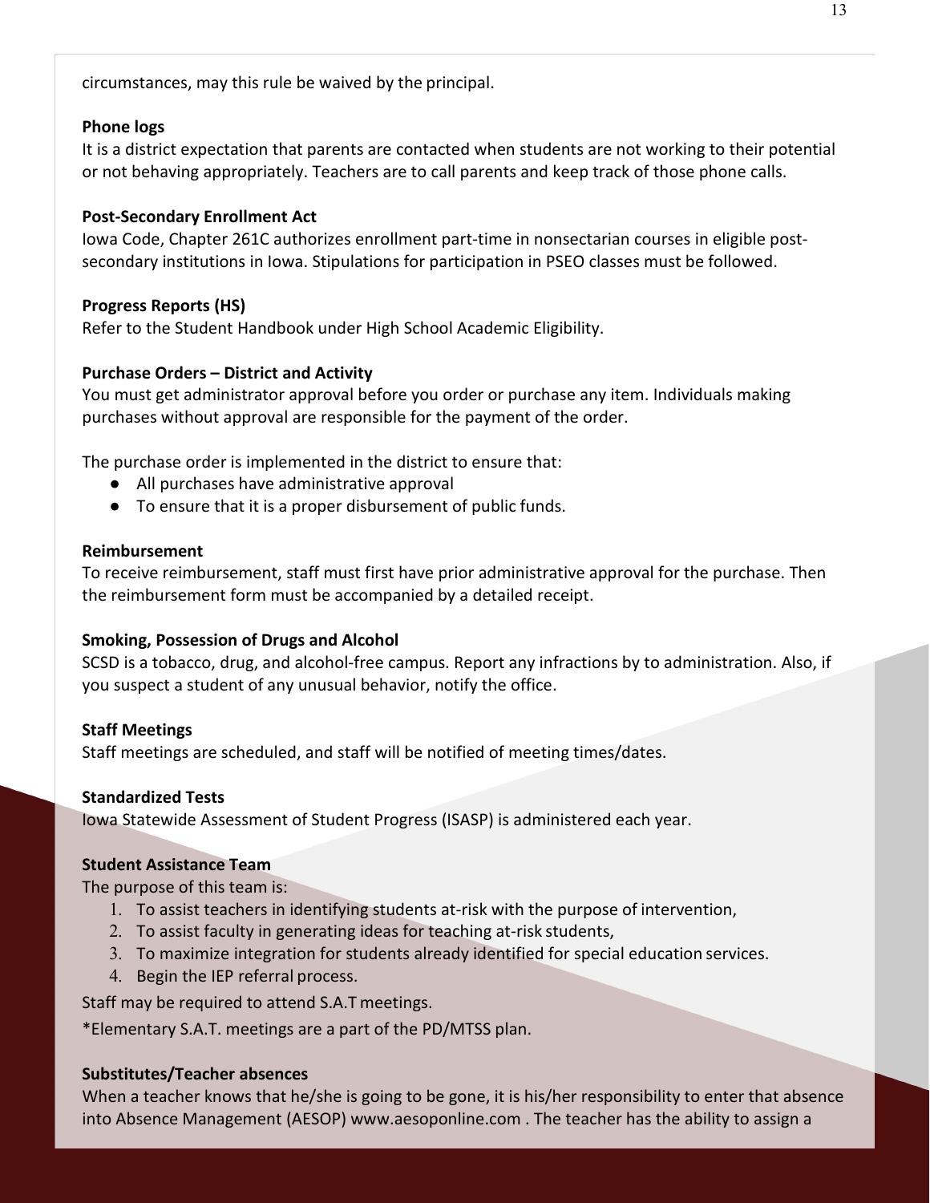circumstances, may this rule be waived by the principal.

**Phone logs**

It is a district expectation that parents are contacted when students are not working to their potential or not behaving appropriately. Teachers are to call parents and keep track of those phone calls.

**Post-Secondary Enrollment Act**

Iowa Code, Chapter 261C authorizes enrollment part-time in nonsectarian courses in eligible post-secondary institutions in Iowa. Stipulations for participation in PSEO classes must be followed.

**Progress Reports (HS)**

Refer to the Student Handbook under High School Academic Eligibility.

**Purchase Orders – District and Activity**

You must get administrator approval before you order or purchase any item. Individuals making purchases without approval are responsible for the payment of the order.

The purchase order is implemented in the district to ensure that:

- All purchases have administrative approval
- To ensure that it is a proper disbursement of public funds.

**Reimbursement**

To receive reimbursement, staff must first have prior administrative approval for the purchase. Then the reimbursement form must be accompanied by a detailed receipt.

**Smoking, Possession of Drugs and Alcohol**

SCSD is a tobacco, drug, and alcohol-free campus. Report any infractions by to administration. Also, if you suspect a student of any unusual behavior, notify the office.

**Staff Meetings**

Staff meetings are scheduled, and staff will be notified of meeting times/dates.

**Standardized Tests**

Iowa Statewide Assessment of Student Progress (ISASP) is administered each year.

**Student Assistance Team**

The purpose of this team is:

1. To assist teachers in identifying students at-risk with the purpose of intervention,
2. To assist faculty in generating ideas for teaching at-risk students,
3. To maximize integration for students already identified for special education services.
4. Begin the IEP referral process.

Staff may be required to attend S.A.T meetings.

*Elementary S.A.T. meetings are a part of the PD/MTSS plan.

**Substitutes/Teacher absences**

When a teacher knows that he/she is going to be gone, it is his/her responsibility to enter that absence into Absence Management (AESOP) www.aesoponline.com . The teacher has the ability to assign a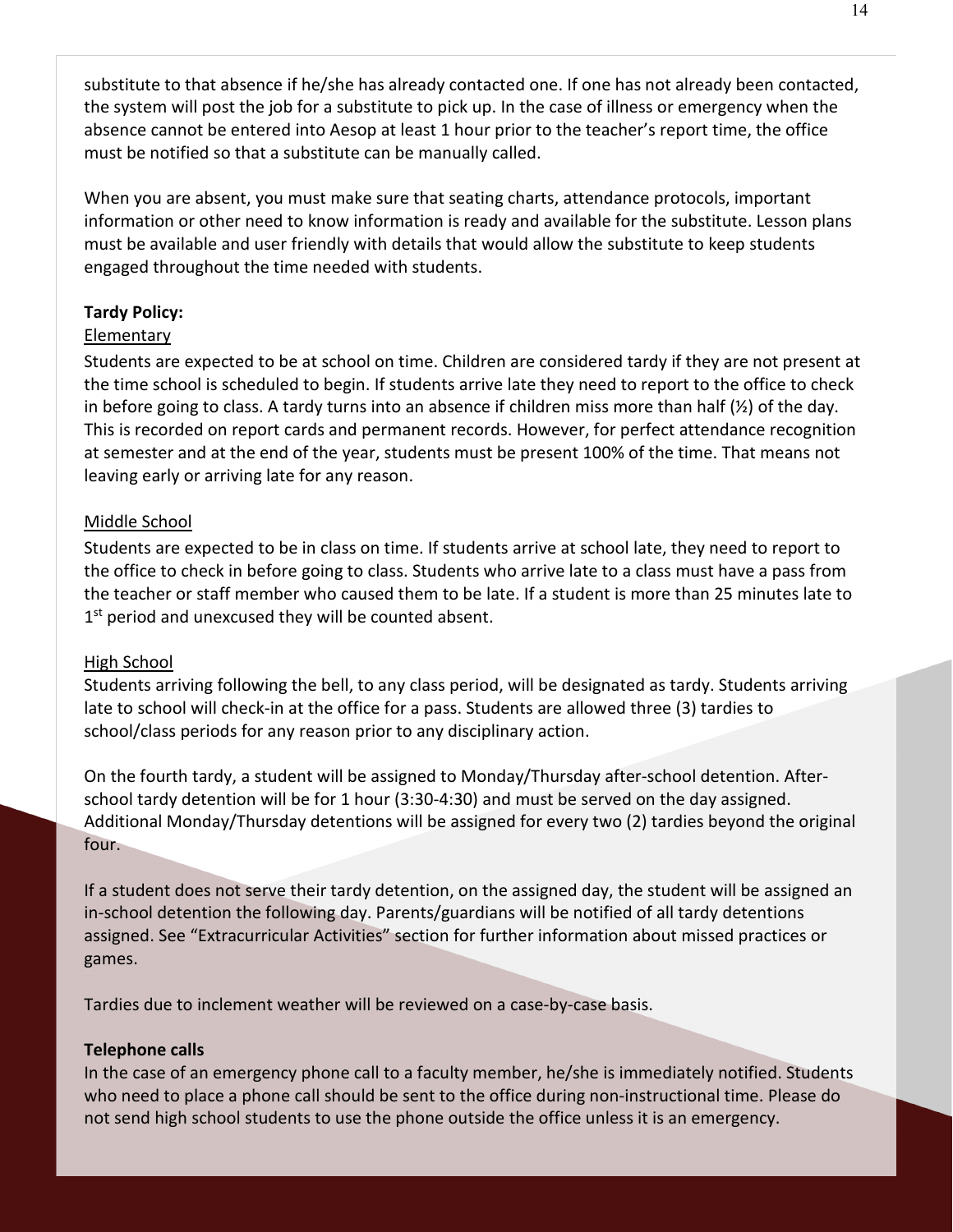substitute to that absence if he/she has already contacted one. If one has not already been contacted, the system will post the job for a substitute to pick up. In the case of illness or emergency when the absence cannot be entered into Aesop at least 1 hour prior to the teacher's report time, the office must be notified so that a substitute can be manually called.

When you are absent, you must make sure that seating charts, attendance protocols, important information or other need to know information is ready and available for the substitute. Lesson plans must be available and user friendly with details that would allow the substitute to keep students engaged throughout the time needed with students.

**Tardy Policy:**

Elementary

Students are expected to be at school on time. Children are considered tardy if they are not present at the time school is scheduled to begin. If students arrive late they need to report to the office to check in before going to class. A tardy turns into an absence if children miss more than half (½) of the day. This is recorded on report cards and permanent records. However, for perfect attendance recognition at semester and at the end of the year, students must be present 100% of the time. That means not leaving early or arriving late for any reason.

Middle School

Students are expected to be in class on time. If students arrive at school late, they need to report to the office to check in before going to class. Students who arrive late to a class must have a pass from the teacher or staff member who caused them to be late. If a student is more than 25 minutes late to 1st period and unexcused they will be counted absent.

High School

Students arriving following the bell, to any class period, will be designated as tardy. Students arriving late to school will check-in at the office for a pass. Students are allowed three (3) tardies to school/class periods for any reason prior to any disciplinary action.

On the fourth tardy, a student will be assigned to Monday/Thursday after-school detention. After-school tardy detention will be for 1 hour (3:30-4:30) and must be served on the day assigned. Additional Monday/Thursday detentions will be assigned for every two (2) tardies beyond the original four.

If a student does not serve their tardy detention, on the assigned day, the student will be assigned an in-school detention the following day. Parents/guardians will be notified of all tardy detentions assigned. See "Extracurricular Activities" section for further information about missed practices or games.

Tardies due to inclement weather will be reviewed on a case-by-case basis.

**Telephone calls**

In the case of an emergency phone call to a faculty member, he/she is immediately notified. Students who need to place a phone call should be sent to the office during non-instructional time. Please do not send high school students to use the phone outside the office unless it is an emergency.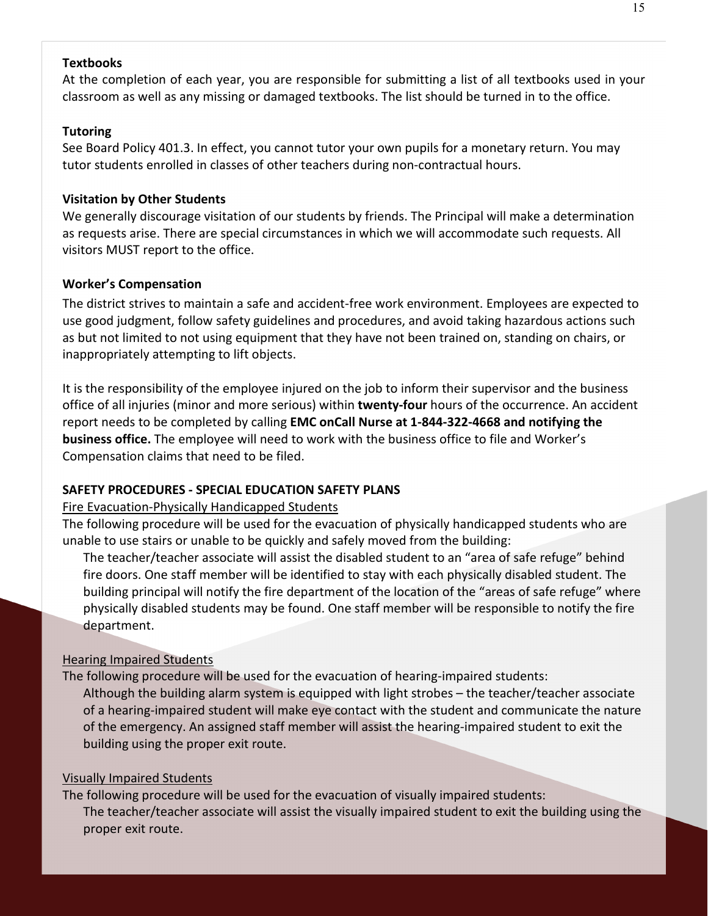**Textbooks**

At the completion of each year, you are responsible for submitting a list of all textbooks used in your classroom as well as any missing or damaged textbooks. The list should be turned in to the office.

**Tutoring**

See Board Policy 401.3. In effect, you cannot tutor your own pupils for a monetary return. You may tutor students enrolled in classes of other teachers during non-contractual hours.

**Visitation by Other Students**

We generally discourage visitation of our students by friends. The Principal will make a determination as requests arise. There are special circumstances in which we will accommodate such requests. All visitors MUST report to the office.

**Worker's Compensation**

The district strives to maintain a safe and accident-free work environment. Employees are expected to use good judgment, follow safety guidelines and procedures, and avoid taking hazardous actions such as but not limited to not using equipment that they have not been trained on, standing on chairs, or inappropriately attempting to lift objects.

It is the responsibility of the employee injured on the job to inform their supervisor and the business office of all injuries (minor and more serious) within **twenty-four** hours of the occurrence. An accident report needs to be completed by calling **EMC onCall Nurse at 1-844-322-4668 and notifying the business office.** The employee will need to work with the business office to file and Worker's Compensation claims that need to be filed.

**SAFETY PROCEDURES - SPECIAL EDUCATION SAFETY PLANS**

<u>Fire Evacuation-Physically Handicapped Students</u>

The following procedure will be used for the evacuation of physically handicapped students who are unable to use stairs or unable to be quickly and safely moved from the building:

> The teacher/teacher associate will assist the disabled student to an "area of safe refuge" behind fire doors. One staff member will be identified to stay with each physically disabled student. The building principal will notify the fire department of the location of the "areas of safe refuge" where physically disabled students may be found. One staff member will be responsible to notify the fire department.

<u>Hearing Impaired Students</u>

The following procedure will be used for the evacuation of hearing-impaired students:

> Although the building alarm system is equipped with light strobes – the teacher/teacher associate of a hearing-impaired student will make eye contact with the student and communicate the nature of the emergency. An assigned staff member will assist the hearing-impaired student to exit the building using the proper exit route.

<u>Visually Impaired Students</u>

The following procedure will be used for the evacuation of visually impaired students:

> The teacher/teacher associate will assist the visually impaired student to exit the building using the proper exit route.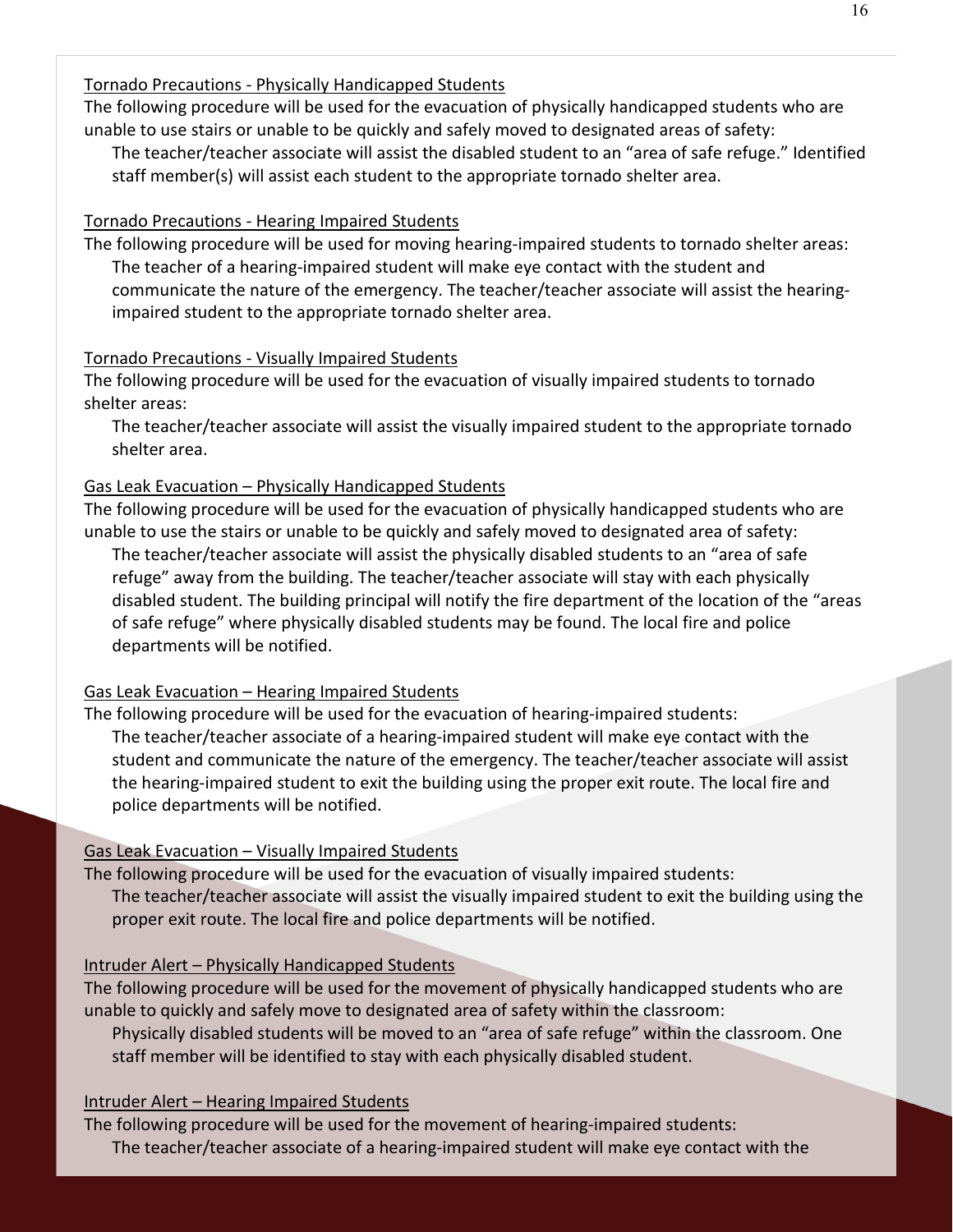### Tornado Precautions - Physically Handicapped Students

The following procedure will be used for the evacuation of physically handicapped students who are unable to use stairs or unable to be quickly and safely moved to designated areas of safety:

The teacher/teacher associate will assist the disabled student to an "area of safe refuge." Identified staff member(s) will assist each student to the appropriate tornado shelter area.

### Tornado Precautions - Hearing Impaired Students

The following procedure will be used for moving hearing-impaired students to tornado shelter areas:

The teacher of a hearing-impaired student will make eye contact with the student and communicate the nature of the emergency. The teacher/teacher associate will assist the hearing-impaired student to the appropriate tornado shelter area.

### Tornado Precautions - Visually Impaired Students

The following procedure will be used for the evacuation of visually impaired students to tornado shelter areas:

The teacher/teacher associate will assist the visually impaired student to the appropriate tornado shelter area.

### Gas Leak Evacuation – Physically Handicapped Students

The following procedure will be used for the evacuation of physically handicapped students who are unable to use the stairs or unable to be quickly and safely moved to designated area of safety:

The teacher/teacher associate will assist the physically disabled students to an "area of safe refuge" away from the building. The teacher/teacher associate will stay with each physically disabled student. The building principal will notify the fire department of the location of the "areas of safe refuge" where physically disabled students may be found. The local fire and police departments will be notified.

### Gas Leak Evacuation – Hearing Impaired Students

The following procedure will be used for the evacuation of hearing-impaired students:

The teacher/teacher associate of a hearing-impaired student will make eye contact with the student and communicate the nature of the emergency. The teacher/teacher associate will assist the hearing-impaired student to exit the building using the proper exit route. The local fire and police departments will be notified.

### Gas Leak Evacuation – Visually Impaired Students

The following procedure will be used for the evacuation of visually impaired students:

The teacher/teacher associate will assist the visually impaired student to exit the building using the proper exit route. The local fire and police departments will be notified.

### Intruder Alert – Physically Handicapped Students

The following procedure will be used for the movement of physically handicapped students who are unable to quickly and safely move to designated area of safety within the classroom:

Physically disabled students will be moved to an "area of safe refuge" within the classroom. One staff member will be identified to stay with each physically disabled student.

### Intruder Alert – Hearing Impaired Students

The following procedure will be used for the movement of hearing-impaired students:

The teacher/teacher associate of a hearing-impaired student will make eye contact with the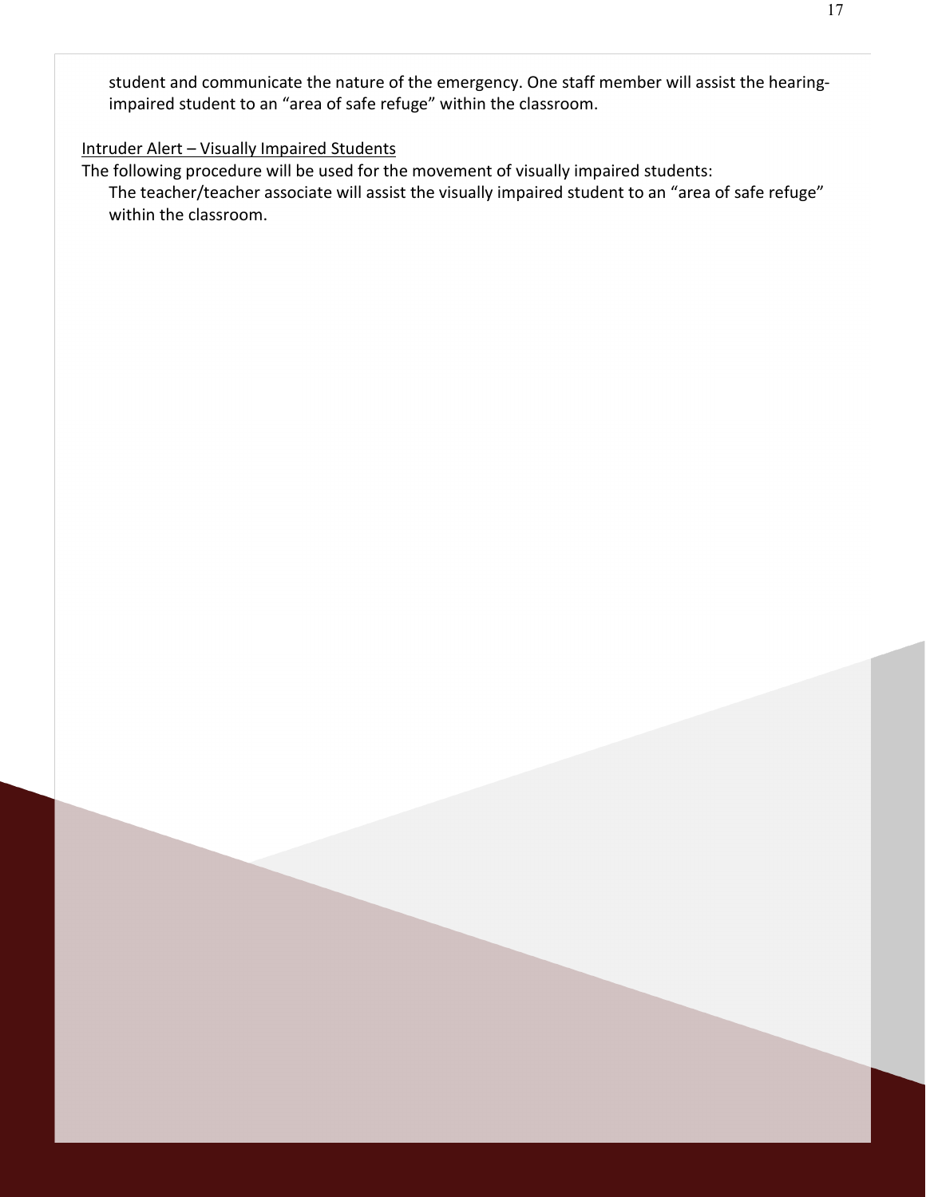student and communicate the nature of the emergency. One staff member will assist the hearing-impaired student to an "area of safe refuge" within the classroom.

Intruder Alert – Visually Impaired Students

The following procedure will be used for the movement of visually impaired students:

The teacher/teacher associate will assist the visually impaired student to an "area of safe refuge" within the classroom.